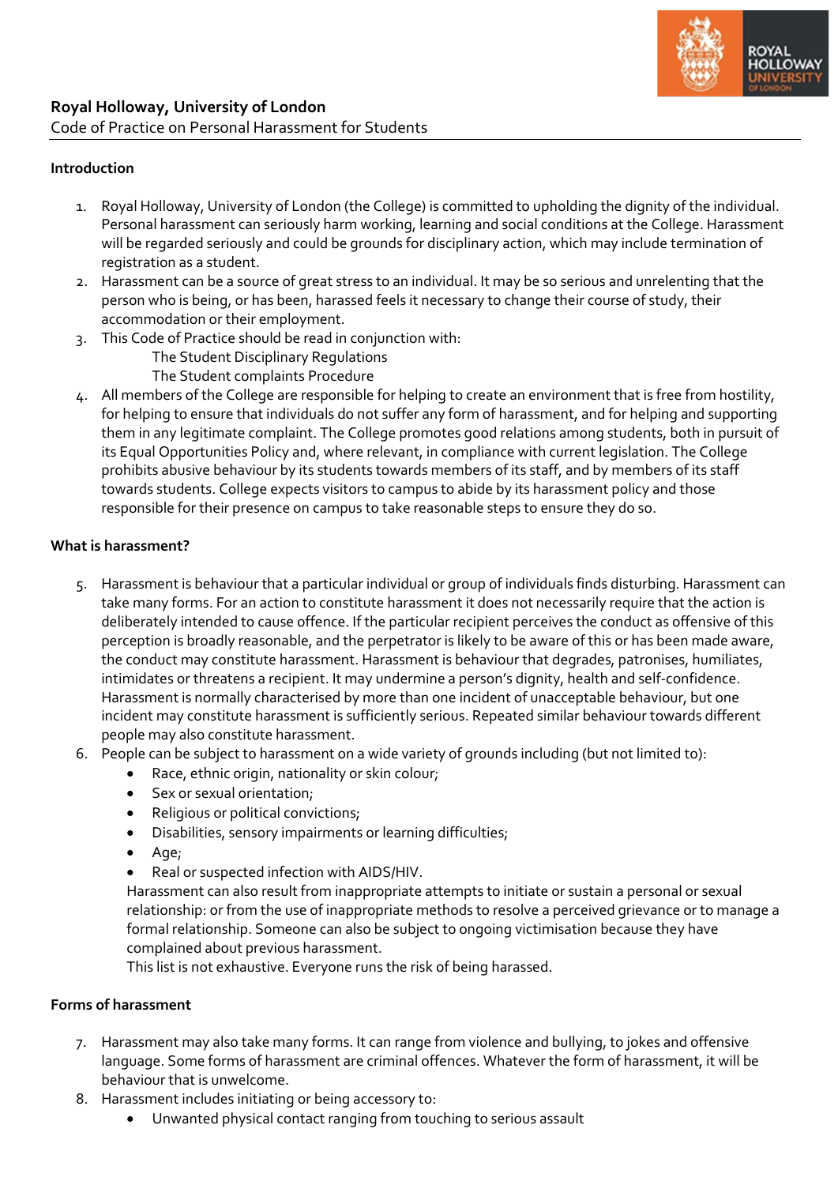**Royal Holloway, University of London**
Code of Practice on Personal Harassment for Students

## Introduction

1. Royal Holloway, University of London (the College) is committed to upholding the dignity of the individual. Personal harassment can seriously harm working, learning and social conditions at the College. Harassment will be regarded seriously and could be grounds for disciplinary action, which may include termination of registration as a student.
2. Harassment can be a source of great stress to an individual. It may be so serious and unrelenting that the person who is being, or has been, harassed feels it necessary to change their course of study, their accommodation or their employment.
3. This Code of Practice should be read in conjunction with:
   The Student Disciplinary Regulations
   The Student complaints Procedure
4. All members of the College are responsible for helping to create an environment that is free from hostility, for helping to ensure that individuals do not suffer any form of harassment, and for helping and supporting them in any legitimate complaint. The College promotes good relations among students, both in pursuit of its Equal Opportunities Policy and, where relevant, in compliance with current legislation. The College prohibits abusive behaviour by its students towards members of its staff, and by members of its staff towards students. College expects visitors to campus to abide by its harassment policy and those responsible for their presence on campus to take reasonable steps to ensure they do so.

## What is harassment?

5. Harassment is behaviour that a particular individual or group of individuals finds disturbing. Harassment can take many forms. For an action to constitute harassment it does not necessarily require that the action is deliberately intended to cause offence. If the particular recipient perceives the conduct as offensive of this perception is broadly reasonable, and the perpetrator is likely to be aware of this or has been made aware, the conduct may constitute harassment. Harassment is behaviour that degrades, patronises, humiliates, intimidates or threatens a recipient. It may undermine a person's dignity, health and self-confidence. Harassment is normally characterised by more than one incident of unacceptable behaviour, but one incident may constitute harassment is sufficiently serious. Repeated similar behaviour towards different people may also constitute harassment.
6. People can be subject to harassment on a wide variety of grounds including (but not limited to):
   - Race, ethnic origin, nationality or skin colour;
   - Sex or sexual orientation;
   - Religious or political convictions;
   - Disabilities, sensory impairments or learning difficulties;
   - Age;
   - Real or suspected infection with AIDS/HIV.

   Harassment can also result from inappropriate attempts to initiate or sustain a personal or sexual relationship: or from the use of inappropriate methods to resolve a perceived grievance or to manage a formal relationship. Someone can also be subject to ongoing victimisation because they have complained about previous harassment.
   This list is not exhaustive. Everyone runs the risk of being harassed.

## Forms of harassment

7. Harassment may also take many forms. It can range from violence and bullying, to jokes and offensive language. Some forms of harassment are criminal offences. Whatever the form of harassment, it will be behaviour that is unwelcome.
8. Harassment includes initiating or being accessory to:
   - Unwanted physical contact ranging from touching to serious assault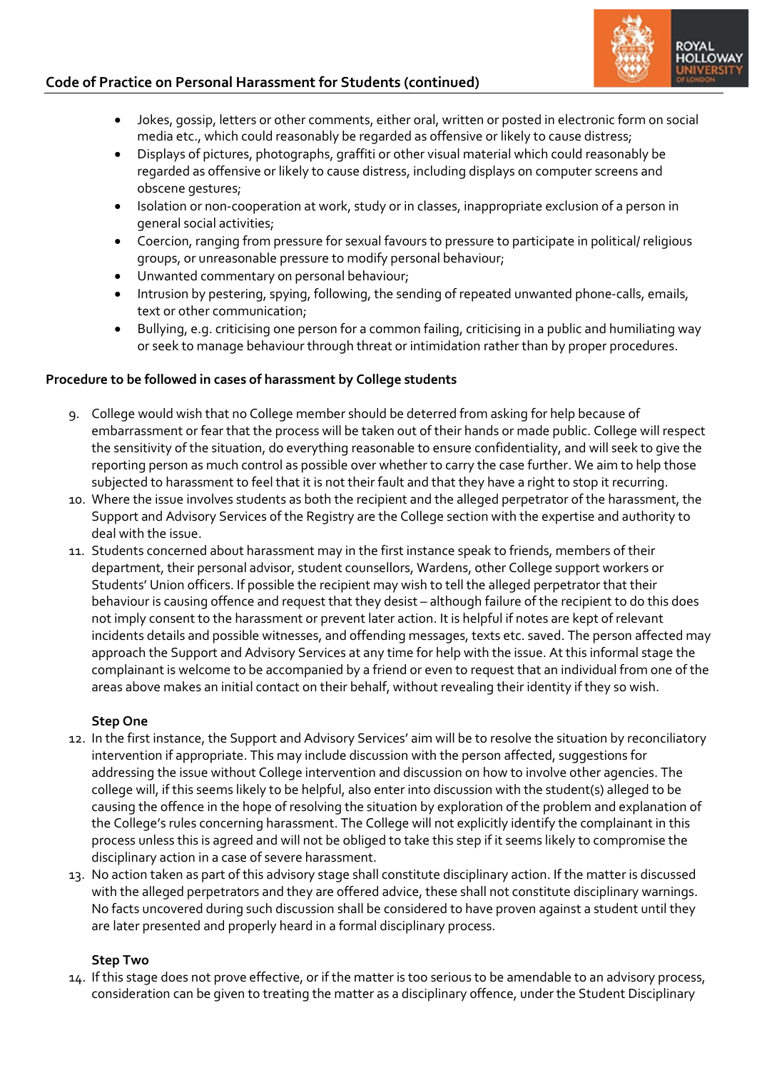- Jokes, gossip, letters or other comments, either oral, written or posted in electronic form on social media etc., which could reasonably be regarded as offensive or likely to cause distress;
- Displays of pictures, photographs, graffiti or other visual material which could reasonably be regarded as offensive or likely to cause distress, including displays on computer screens and obscene gestures;
- Isolation or non-cooperation at work, study or in classes, inappropriate exclusion of a person in general social activities;
- Coercion, ranging from pressure for sexual favours to pressure to participate in political/ religious groups, or unreasonable pressure to modify personal behaviour;
- Unwanted commentary on personal behaviour;
- Intrusion by pestering, spying, following, the sending of repeated unwanted phone-calls, emails, text or other communication;
- Bullying, e.g. criticising one person for a common failing, criticising in a public and humiliating way or seek to manage behaviour through threat or intimidation rather than by proper procedures.

**Procedure to be followed in cases of harassment by College students**

9. College would wish that no College member should be deterred from asking for help because of embarrassment or fear that the process will be taken out of their hands or made public. College will respect the sensitivity of the situation, do everything reasonable to ensure confidentiality, and will seek to give the reporting person as much control as possible over whether to carry the case further. We aim to help those subjected to harassment to feel that it is not their fault and that they have a right to stop it recurring.
10. Where the issue involves students as both the recipient and the alleged perpetrator of the harassment, the Support and Advisory Services of the Registry are the College section with the expertise and authority to deal with the issue.
11. Students concerned about harassment may in the first instance speak to friends, members of their department, their personal advisor, student counsellors, Wardens, other College support workers or Students' Union officers. If possible the recipient may wish to tell the alleged perpetrator that their behaviour is causing offence and request that they desist – although failure of the recipient to do this does not imply consent to the harassment or prevent later action. It is helpful if notes are kept of relevant incidents details and possible witnesses, and offending messages, texts etc. saved. The person affected may approach the Support and Advisory Services at any time for help with the issue. At this informal stage the complainant is welcome to be accompanied by a friend or even to request that an individual from one of the areas above makes an initial contact on their behalf, without revealing their identity if they so wish.

**Step One**

12. In the first instance, the Support and Advisory Services' aim will be to resolve the situation by reconciliatory intervention if appropriate. This may include discussion with the person affected, suggestions for addressing the issue without College intervention and discussion on how to involve other agencies. The college will, if this seems likely to be helpful, also enter into discussion with the student(s) alleged to be causing the offence in the hope of resolving the situation by exploration of the problem and explanation of the College's rules concerning harassment. The College will not explicitly identify the complainant in this process unless this is agreed and will not be obliged to take this step if it seems likely to compromise the disciplinary action in a case of severe harassment.
13. No action taken as part of this advisory stage shall constitute disciplinary action. If the matter is discussed with the alleged perpetrators and they are offered advice, these shall not constitute disciplinary warnings. No facts uncovered during such discussion shall be considered to have proven against a student until they are later presented and properly heard in a formal disciplinary process.

**Step Two**

14. If this stage does not prove effective, or if the matter is too serious to be amendable to an advisory process, consideration can be given to treating the matter as a disciplinary offence, under the Student Disciplinary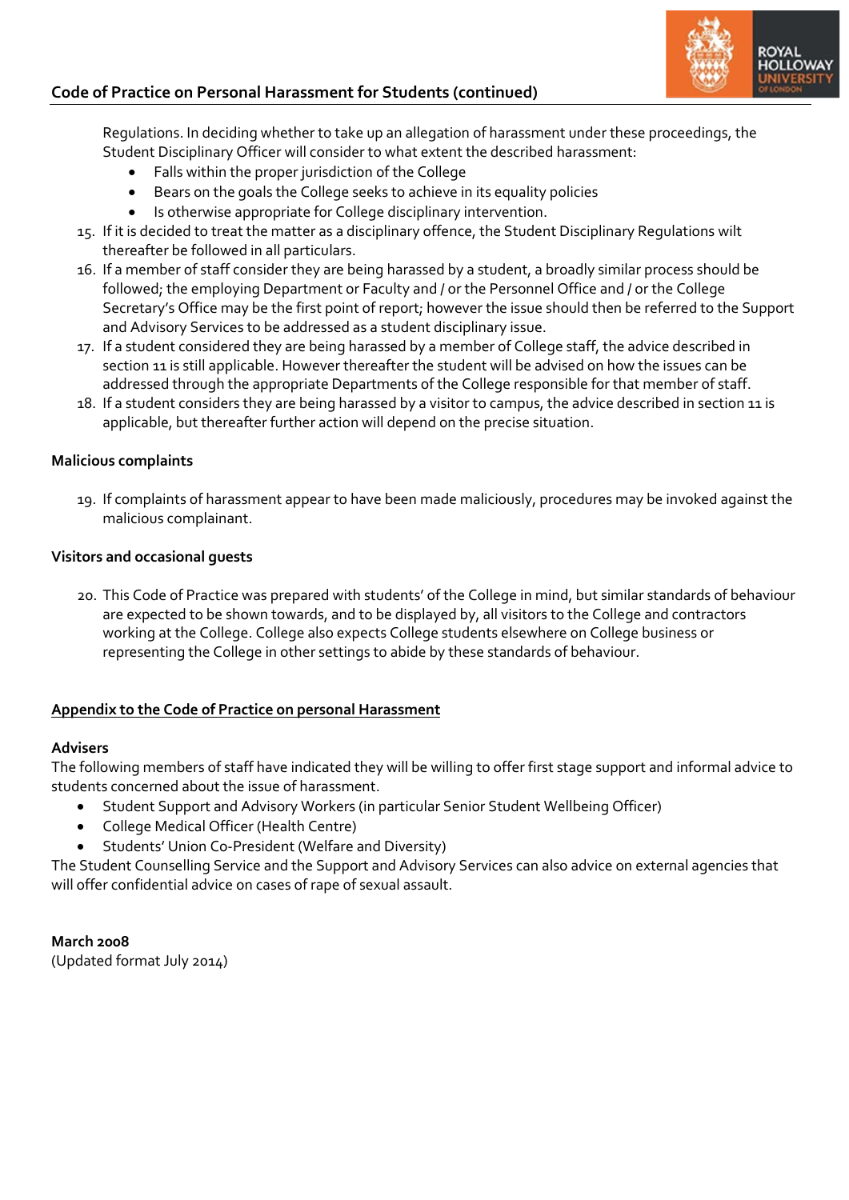Regulations. In deciding whether to take up an allegation of harassment under these proceedings, the Student Disciplinary Officer will consider to what extent the described harassment:

- Falls within the proper jurisdiction of the College
- Bears on the goals the College seeks to achieve in its equality policies
- Is otherwise appropriate for College disciplinary intervention.

15. If it is decided to treat the matter as a disciplinary offence, the Student Disciplinary Regulations wilt thereafter be followed in all particulars.
16. If a member of staff consider they are being harassed by a student, a broadly similar process should be followed; the employing Department or Faculty and / or the Personnel Office and / or the College Secretary's Office may be the first point of report; however the issue should then be referred to the Support and Advisory Services to be addressed as a student disciplinary issue.
17. If a student considered they are being harassed by a member of College staff, the advice described in section 11 is still applicable. However thereafter the student will be advised on how the issues can be addressed through the appropriate Departments of the College responsible for that member of staff.
18. If a student considers they are being harassed by a visitor to campus, the advice described in section 11 is applicable, but thereafter further action will depend on the precise situation.

**Malicious complaints**

19. If complaints of harassment appear to have been made maliciously, procedures may be invoked against the malicious complainant.

**Visitors and occasional guests**

20. This Code of Practice was prepared with students' of the College in mind, but similar standards of behaviour are expected to be shown towards, and to be displayed by, all visitors to the College and contractors working at the College. College also expects College students elsewhere on College business or representing the College in other settings to abide by these standards of behaviour.

## Appendix to the Code of Practice on personal Harassment

**Advisers**

The following members of staff have indicated they will be willing to offer first stage support and informal advice to students concerned about the issue of harassment.

- Student Support and Advisory Workers (in particular Senior Student Wellbeing Officer)
- College Medical Officer (Health Centre)
- Students' Union Co-President (Welfare and Diversity)

The Student Counselling Service and the Support and Advisory Services can also advice on external agencies that will offer confidential advice on cases of rape of sexual assault.

**March 2008**

(Updated format July 2014)